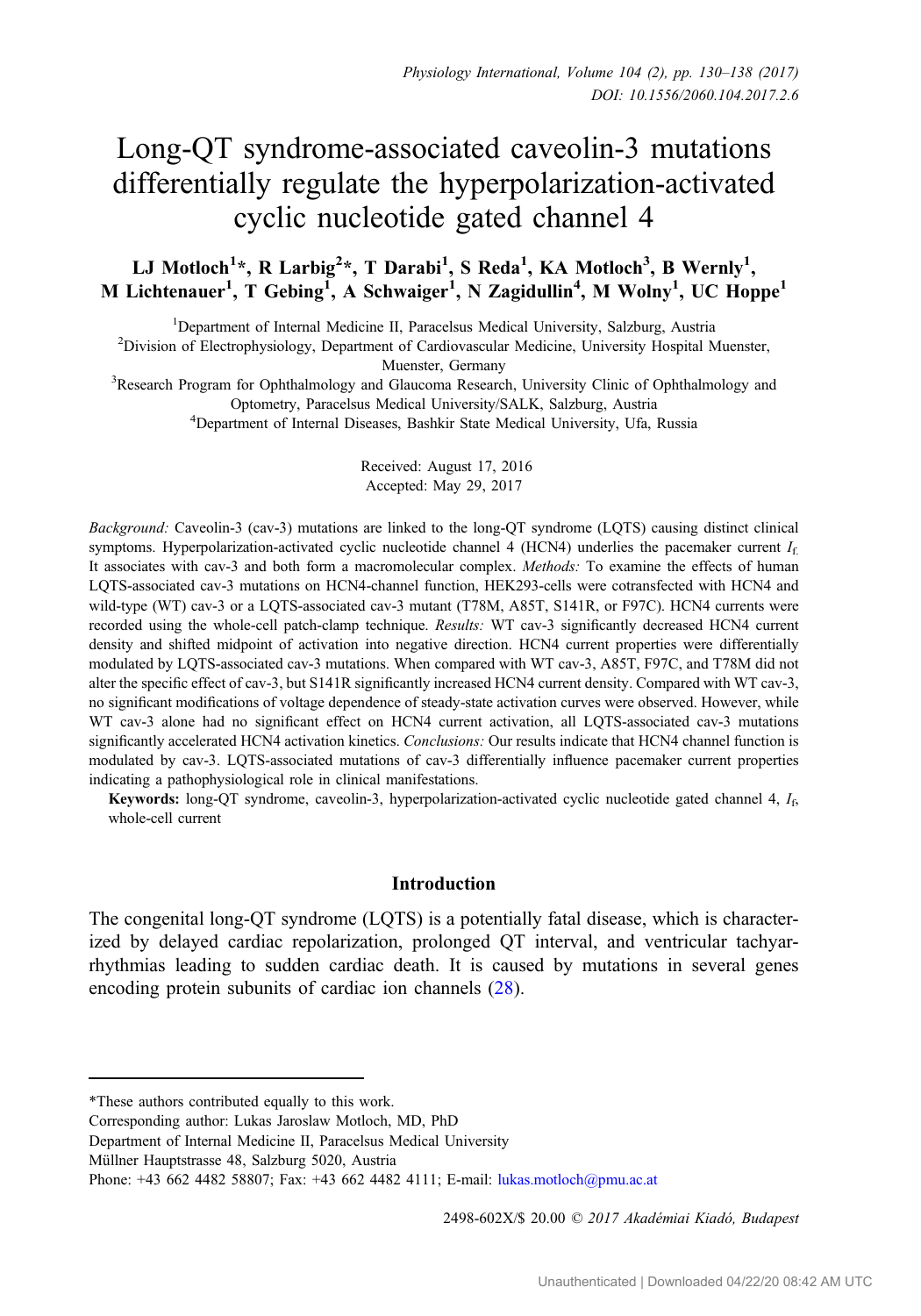# Long-QT syndrome-associated caveolin-3 mutations differentially regulate the hyperpolarization-activated cyclic nucleotide gated channel 4

**LJ Motloch[1]*, R Larbig[2]*, T Darabi[1], S Reda[1], KA Motloch[3], B Wernly[1], M Lichtenauer[1], T Gebing[1], A Schwaiger[1], N Zagidullin[4], M Wolny[1], UC Hoppe[1]**

[1]Department of Internal Medicine II, Paracelsus Medical University, Salzburg, Austria

[2]Division of Electrophysiology, Department of Cardiovascular Medicine, University Hospital Muenster, Muenster, Germany

[3]Research Program for Ophthalmology and Glaucoma Research, University Clinic of Ophthalmology and Optometry, Paracelsus Medical University/SALK, Salzburg, Austria

[4]Department of Internal Diseases, Bashkir State Medical University, Ufa, Russia

Received: August 17, 2016
Accepted: May 29, 2017

*Background:* Caveolin-3 (cav-3) mutations are linked to the long-QT syndrome (LQTS) causing distinct clinical symptoms. Hyperpolarization-activated cyclic nucleotide channel 4 (HCN4) underlies the pacemaker current $I_f$. It associates with cav-3 and both form a macromolecular complex. *Methods:* To examine the effects of human LQTS-associated cav-3 mutations on HCN4-channel function, HEK293-cells were cotransfected with HCN4 and wild-type (WT) cav-3 or a LQTS-associated cav-3 mutant (T78M, A85T, S141R, or F97C). HCN4 currents were recorded using the whole-cell patch-clamp technique. *Results:* WT cav-3 significantly decreased HCN4 current density and shifted midpoint of activation into negative direction. HCN4 current properties were differentially modulated by LQTS-associated cav-3 mutations. When compared with WT cav-3, A85T, F97C, and T78M did not alter the specific effect of cav-3, but S141R significantly increased HCN4 current density. Compared with WT cav-3, no significant modifications of voltage dependence of steady-state activation curves were observed. However, while WT cav-3 alone had no significant effect on HCN4 current activation, all LQTS-associated cav-3 mutations significantly accelerated HCN4 activation kinetics. *Conclusions:* Our results indicate that HCN4 channel function is modulated by cav-3. LQTS-associated mutations of cav-3 differentially influence pacemaker current properties indicating a pathophysiological role in clinical manifestations.

**Keywords:** long-QT syndrome, caveolin-3, hyperpolarization-activated cyclic nucleotide gated channel 4, $I_f$, whole-cell current

## Introduction

The congenital long-QT syndrome (LQTS) is a potentially fatal disease, which is characterized by delayed cardiac repolarization, prolonged QT interval, and ventricular tachyarrhythmias leading to sudden cardiac death. It is caused by mutations in several genes encoding protein subunits of cardiac ion channels (28).

---

*These authors contributed equally to this work.

Corresponding author: Lukas Jaroslaw Motloch, MD, PhD
Department of Internal Medicine II, Paracelsus Medical University
Müllner Hauptstrasse 48, Salzburg 5020, Austria
Phone: +43 662 4482 58807; Fax: +43 662 4482 4111; E-mail: lukas.motloch@pmu.ac.at

2498-602X/$ 20.00 © 2017 Akadémiai Kiadó, Budapest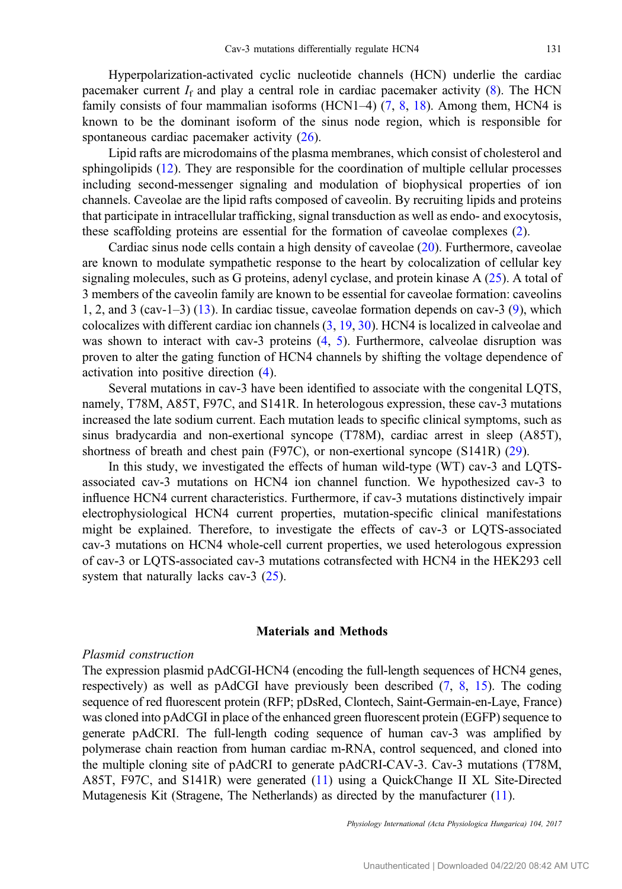Hyperpolarization-activated cyclic nucleotide channels (HCN) underlie the cardiac pacemaker current $I_f$ and play a central role in cardiac pacemaker activity (8). The HCN family consists of four mammalian isoforms (HCN1–4) (7, 8, 18). Among them, HCN4 is known to be the dominant isoform of the sinus node region, which is responsible for spontaneous cardiac pacemaker activity (26).

Lipid rafts are microdomains of the plasma membranes, which consist of cholesterol and sphingolipids (12). They are responsible for the coordination of multiple cellular processes including second-messenger signaling and modulation of biophysical properties of ion channels. Caveolae are the lipid rafts composed of caveolin. By recruiting lipids and proteins that participate in intracellular trafficking, signal transduction as well as endo- and exocytosis, these scaffolding proteins are essential for the formation of caveolae complexes (2).

Cardiac sinus node cells contain a high density of caveolae (20). Furthermore, caveolae are known to modulate sympathetic response to the heart by colocalization of cellular key signaling molecules, such as G proteins, adenyl cyclase, and protein kinase A (25). A total of 3 members of the caveolin family are known to be essential for caveolae formation: caveolins 1, 2, and 3 (cav-1–3) (13). In cardiac tissue, caveolae formation depends on cav-3 (9), which colocalizes with different cardiac ion channels (3, 19, 30). HCN4 is localized in calveolae and was shown to interact with cav-3 proteins (4, 5). Furthermore, calveolae disruption was proven to alter the gating function of HCN4 channels by shifting the voltage dependence of activation into positive direction (4).

Several mutations in cav-3 have been identified to associate with the congenital LQTS, namely, T78M, A85T, F97C, and S141R. In heterologous expression, these cav-3 mutations increased the late sodium current. Each mutation leads to specific clinical symptoms, such as sinus bradycardia and non-exertional syncope (T78M), cardiac arrest in sleep (A85T), shortness of breath and chest pain (F97C), or non-exertional syncope (S141R) (29).

In this study, we investigated the effects of human wild-type (WT) cav-3 and LQTS-associated cav-3 mutations on HCN4 ion channel function. We hypothesized cav-3 to influence HCN4 current characteristics. Furthermore, if cav-3 mutations distinctively impair electrophysiological HCN4 current properties, mutation-specific clinical manifestations might be explained. Therefore, to investigate the effects of cav-3 or LQTS-associated cav-3 mutations on HCN4 whole-cell current properties, we used heterologous expression of cav-3 or LQTS-associated cav-3 mutations cotransfected with HCN4 in the HEK293 cell system that naturally lacks cav-3 (25).

## Materials and Methods

### *Plasmid construction*

The expression plasmid pAdCGI-HCN4 (encoding the full-length sequences of HCN4 genes, respectively) as well as pAdCGI have previously been described (7, 8, 15). The coding sequence of red fluorescent protein (RFP; pDsRed, Clontech, Saint-Germain-en-Laye, France) was cloned into pAdCGI in place of the enhanced green fluorescent protein (EGFP) sequence to generate pAdCRI. The full-length coding sequence of human cav-3 was amplified by polymerase chain reaction from human cardiac m-RNA, control sequenced, and cloned into the multiple cloning site of pAdCRI to generate pAdCRI-CAV-3. Cav-3 mutations (T78M, A85T, F97C, and S141R) were generated (11) using a QuickChange II XL Site-Directed Mutagenesis Kit (Stragene, The Netherlands) as directed by the manufacturer (11).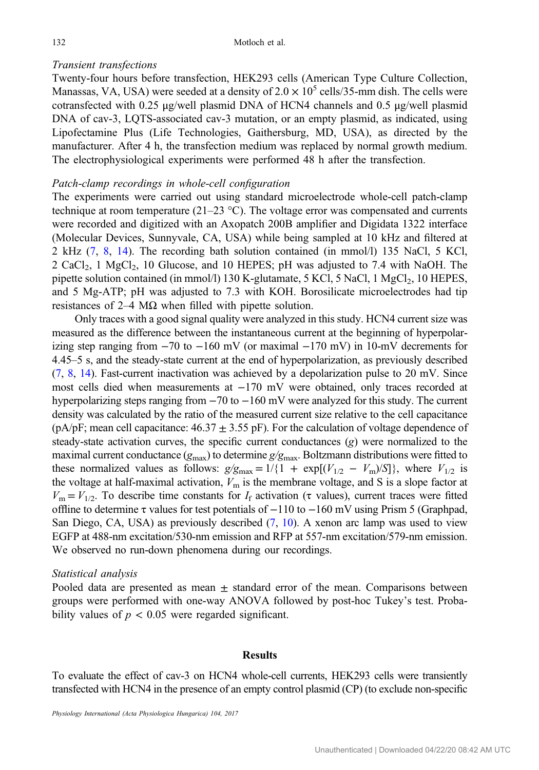### *Transient transfections*

Twenty-four hours before transfection, HEK293 cells (American Type Culture Collection, Manassas, VA, USA) were seeded at a density of $2.0 \times 10^5$ cells/35-mm dish. The cells were cotransfected with 0.25 μg/well plasmid DNA of HCN4 channels and 0.5 μg/well plasmid DNA of cav-3, LQTS-associated cav-3 mutation, or an empty plasmid, as indicated, using Lipofectamine Plus (Life Technologies, Gaithersburg, MD, USA), as directed by the manufacturer. After 4 h, the transfection medium was replaced by normal growth medium. The electrophysiological experiments were performed 48 h after the transfection.

### *Patch-clamp recordings in whole-cell configuration*

The experiments were carried out using standard microelectrode whole-cell patch-clamp technique at room temperature (21–23 °C). The voltage error was compensated and currents were recorded and digitized with an Axopatch 200B amplifier and Digidata 1322 interface (Molecular Devices, Sunnyvale, CA, USA) while being sampled at 10 kHz and filtered at 2 kHz (7, 8, 14). The recording bath solution contained (in mmol/l) 135 NaCl, 5 KCl, 2 $CaCl_2$, 1 $MgCl_2$, 10 Glucose, and 10 HEPES; pH was adjusted to 7.4 with NaOH. The pipette solution contained (in mmol/l) 130 K-glutamate, 5 KCl, 5 NaCl, 1 $MgCl_2$, 10 HEPES, and 5 Mg-ATP; pH was adjusted to 7.3 with KOH. Borosilicate microelectrodes had tip resistances of 2–4 MΩ when filled with pipette solution.

Only traces with a good signal quality were analyzed in this study. HCN4 current size was measured as the difference between the instantaneous current at the beginning of hyperpolarizing step ranging from −70 to −160 mV (or maximal −170 mV) in 10-mV decrements for 4.45–5 s, and the steady-state current at the end of hyperpolarization, as previously described (7, 8, 14). Fast-current inactivation was achieved by a depolarization pulse to 20 mV. Since most cells died when measurements at −170 mV were obtained, only traces recorded at hyperpolarizing steps ranging from −70 to −160 mV were analyzed for this study. The current density was calculated by the ratio of the measured current size relative to the cell capacitance (pA/pF; mean cell capacitance: 46.37 ± 3.55 pF). For the calculation of voltage dependence of steady-state activation curves, the specific current conductances ($g$) were normalized to the maximal current conductance ($g_{max}$) to determine $g/g_{max}$. Boltzmann distributions were fitted to these normalized values as follows: $g/g_{max} = 1/\{1 + \exp[(V_{1/2} - V_m)/S]\}$, where $V_{1/2}$ is the voltage at half-maximal activation, $V_m$ is the membrane voltage, and S is a slope factor at $V_m = V_{1/2}$. To describe time constants for $I_f$ activation (τ values), current traces were fitted offline to determine τ values for test potentials of −110 to −160 mV using Prism 5 (Graphpad, San Diego, CA, USA) as previously described (7, 10). A xenon arc lamp was used to view EGFP at 488-nm excitation/530-nm emission and RFP at 557-nm excitation/579-nm emission. We observed no run-down phenomena during our recordings.

### *Statistical analysis*

Pooled data are presented as mean ± standard error of the mean. Comparisons between groups were performed with one-way ANOVA followed by post-hoc Tukey's test. Probability values of $p < 0.05$ were regarded significant.

## Results

To evaluate the effect of cav-3 on HCN4 whole-cell currents, HEK293 cells were transiently transfected with HCN4 in the presence of an empty control plasmid (CP) (to exclude non-specific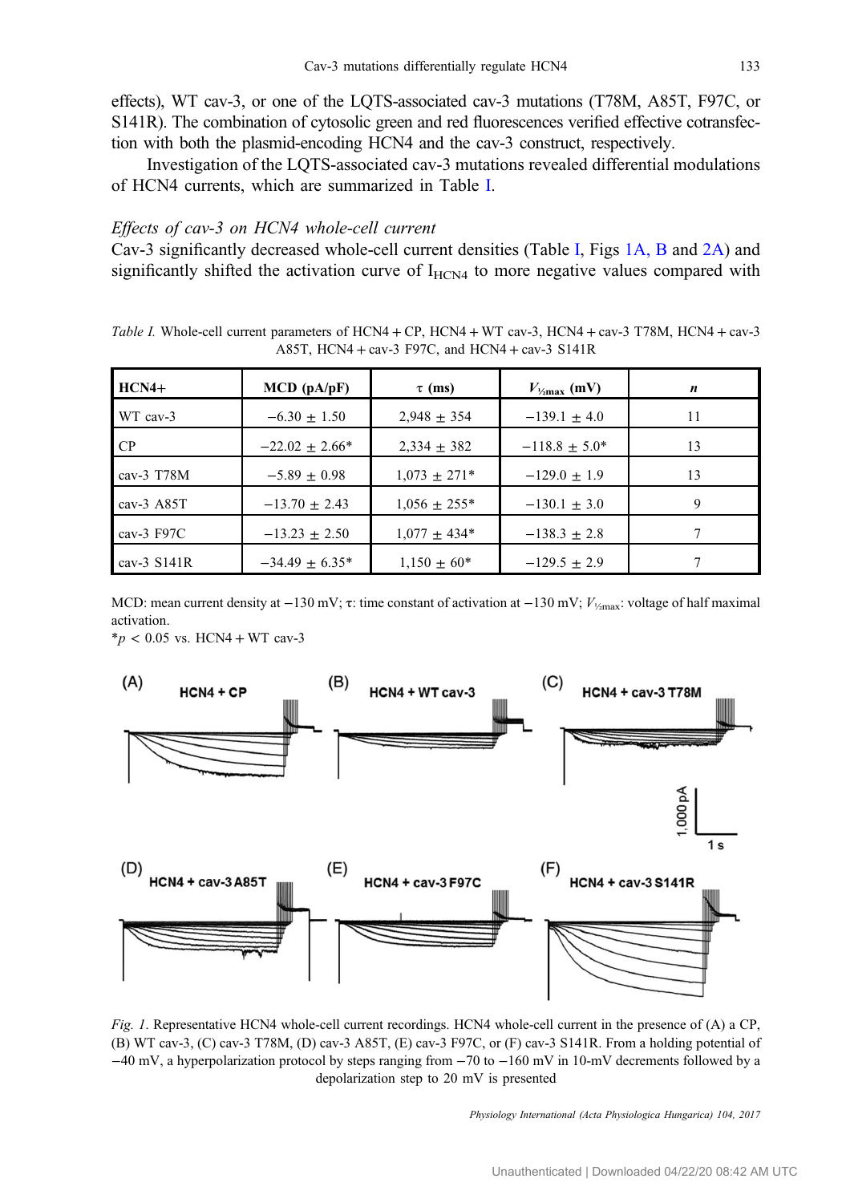effects), WT cav-3, or one of the LQTS-associated cav-3 mutations (T78M, A85T, F97C, or S141R). The combination of cytosolic green and red fluorescences verified effective cotransfection with both the plasmid-encoding HCN4 and the cav-3 construct, respectively.

Investigation of the LQTS-associated cav-3 mutations revealed differential modulations of HCN4 currents, which are summarized in Table I.

### *Effects of cav-3 on HCN4 whole-cell current*

Cav-3 significantly decreased whole-cell current densities (Table I, Figs 1A, B and 2A) and significantly shifted the activation curve of $I_{HCN4}$ to more negative values compared with

*Table I.* Whole-cell current parameters of HCN4 + CP, HCN4 + WT cav-3, HCN4 + cav-3 T78M, HCN4 + cav-3 A85T, HCN4 + cav-3 F97C, and HCN4 + cav-3 S141R

| HCN4+ | MCD (pA/pF) | τ (ms) | $V_{½max}$ (mV) | *n* |
|---|---|---|---|---|
| WT cav-3 | −6.30 ± 1.50 | 2,948 ± 354 | −139.1 ± 4.0 | 11 |
| CP | −22.02 ± 2.66* | 2,334 ± 382 | −118.8 ± 5.0* | 13 |
| cav-3 T78M | −5.89 ± 0.98 | 1,073 ± 271* | −129.0 ± 1.9 | 13 |
| cav-3 A85T | −13.70 ± 2.43 | 1,056 ± 255* | −130.1 ± 3.0 | 9 |
| cav-3 F97C | −13.23 ± 2.50 | 1,077 ± 434* | −138.3 ± 2.8 | 7 |
| cav-3 S141R | −34.49 ± 6.35* | 1,150 ± 60* | −129.5 ± 2.9 | 7 |

MCD: mean current density at −130 mV; τ: time constant of activation at −130 mV; $V_{½max}$: voltage of half maximal activation.
*$p < 0.05$ vs. HCN4 + WT cav-3

*Fig. 1*. Representative HCN4 whole-cell current recordings. HCN4 whole-cell current in the presence of (A) a CP, (B) WT cav-3, (C) cav-3 T78M, (D) cav-3 A85T, (E) cav-3 F97C, or (F) cav-3 S141R. From a holding potential of −40 mV, a hyperpolarization protocol by steps ranging from −70 to −160 mV in 10-mV decrements followed by a depolarization step to 20 mV is presented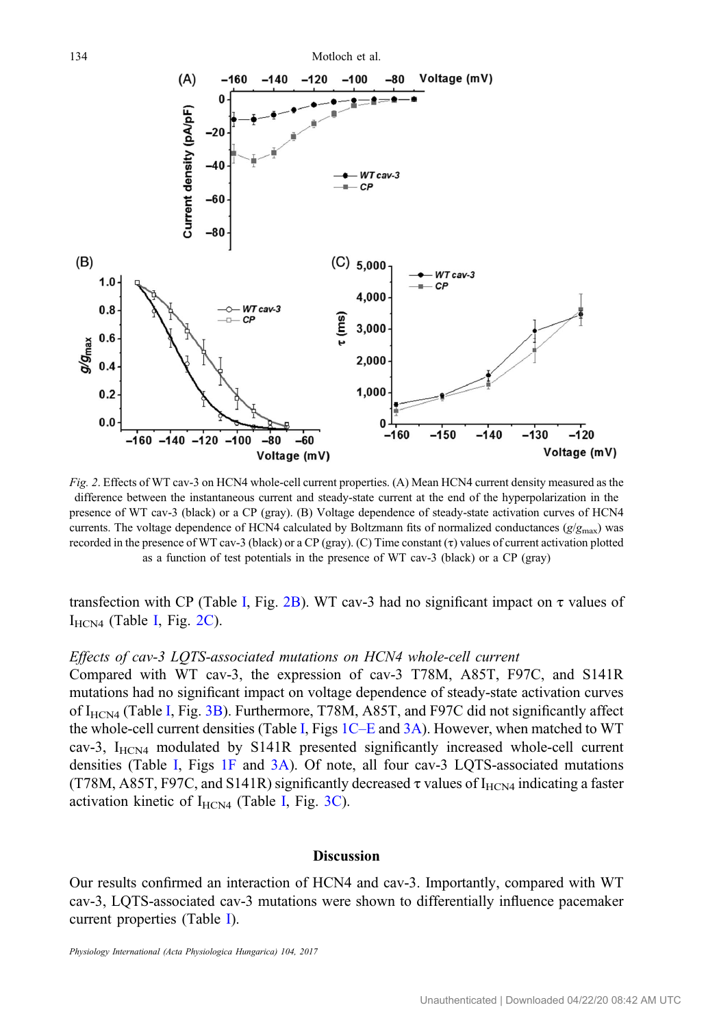*Fig. 2*. Effects of WT cav-3 on HCN4 whole-cell current properties. (A) Mean HCN4 current density measured as the difference between the instantaneous current and steady-state current at the end of the hyperpolarization in the presence of WT cav-3 (black) or a CP (gray). (B) Voltage dependence of steady-state activation curves of HCN4 currents. The voltage dependence of HCN4 calculated by Boltzmann fits of normalized conductances ($g/g_{max}$) was recorded in the presence of WT cav-3 (black) or a CP (gray). (C) Time constant ($\tau$) values of current activation plotted as a function of test potentials in the presence of WT cav-3 (black) or a CP (gray)

transfection with CP (Table I, Fig. 2B). WT cav-3 had no significant impact on $\tau$ values of $I_{HCN4}$ (Table I, Fig. 2C).

*Effects of cav-3 LQTS-associated mutations on HCN4 whole-cell current*

Compared with WT cav-3, the expression of cav-3 T78M, A85T, F97C, and S141R mutations had no significant impact on voltage dependence of steady-state activation curves of $I_{HCN4}$ (Table I, Fig. 3B). Furthermore, T78M, A85T, and F97C did not significantly affect the whole-cell current densities (Table I, Figs 1C–E and 3A). However, when matched to WT cav-3, $I_{HCN4}$ modulated by S141R presented significantly increased whole-cell current densities (Table I, Figs 1F and 3A). Of note, all four cav-3 LQTS-associated mutations (T78M, A85T, F97C, and S141R) significantly decreased $\tau$ values of $I_{HCN4}$ indicating a faster activation kinetic of $I_{HCN4}$ (Table I, Fig. 3C).

## Discussion

Our results confirmed an interaction of HCN4 and cav-3. Importantly, compared with WT cav-3, LQTS-associated cav-3 mutations were shown to differentially influence pacemaker current properties (Table I).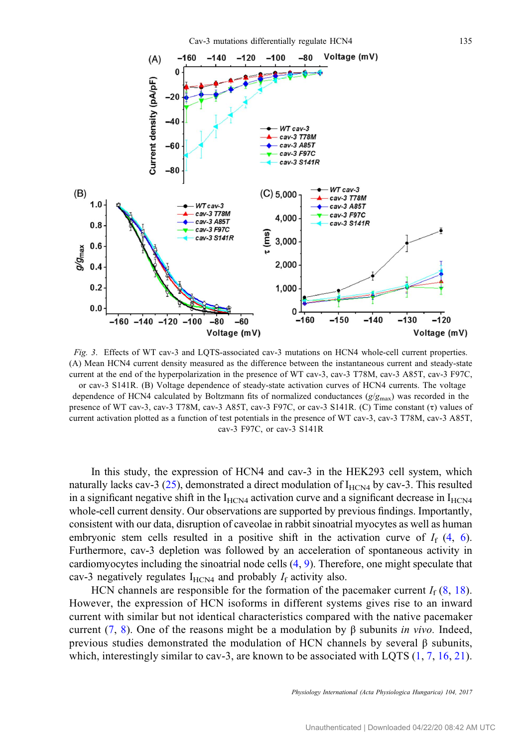*Fig. 3.* Effects of WT cav-3 and LQTS-associated cav-3 mutations on HCN4 whole-cell current properties. (A) Mean HCN4 current density measured as the difference between the instantaneous current and steady-state current at the end of the hyperpolarization in the presence of WT cav-3, cav-3 T78M, cav-3 A85T, cav-3 F97C, or cav-3 S141R. (B) Voltage dependence of steady-state activation curves of HCN4 currents. The voltage dependence of HCN4 calculated by Boltzmann fits of normalized conductances ($g/g_{max}$) was recorded in the presence of WT cav-3, cav-3 T78M, cav-3 A85T, cav-3 F97C, or cav-3 S141R. (C) Time constant (τ) values of current activation plotted as a function of test potentials in the presence of WT cav-3, cav-3 T78M, cav-3 A85T, cav-3 F97C, or cav-3 S141R

In this study, the expression of HCN4 and cav-3 in the HEK293 cell system, which naturally lacks cav-3 (25), demonstrated a direct modulation of $I_{HCN4}$ by cav-3. This resulted in a significant negative shift in the $I_{HCN4}$ activation curve and a significant decrease in $I_{HCN4}$ whole-cell current density. Our observations are supported by previous findings. Importantly, consistent with our data, disruption of caveolae in rabbit sinoatrial myocytes as well as human embryonic stem cells resulted in a positive shift in the activation curve of $I_f$ (4, 6). Furthermore, cav-3 depletion was followed by an acceleration of spontaneous activity in cardiomyocytes including the sinoatrial node cells (4, 9). Therefore, one might speculate that cav-3 negatively regulates $I_{HCN4}$ and probably $I_f$ activity also.

HCN channels are responsible for the formation of the pacemaker current $I_f$ (8, 18). However, the expression of HCN isoforms in different systems gives rise to an inward current with similar but not identical characteristics compared with the native pacemaker current (7, 8). One of the reasons might be a modulation by β subunits *in vivo*. Indeed, previous studies demonstrated the modulation of HCN channels by several β subunits, which, interestingly similar to cav-3, are known to be associated with LQTS (1, 7, 16, 21).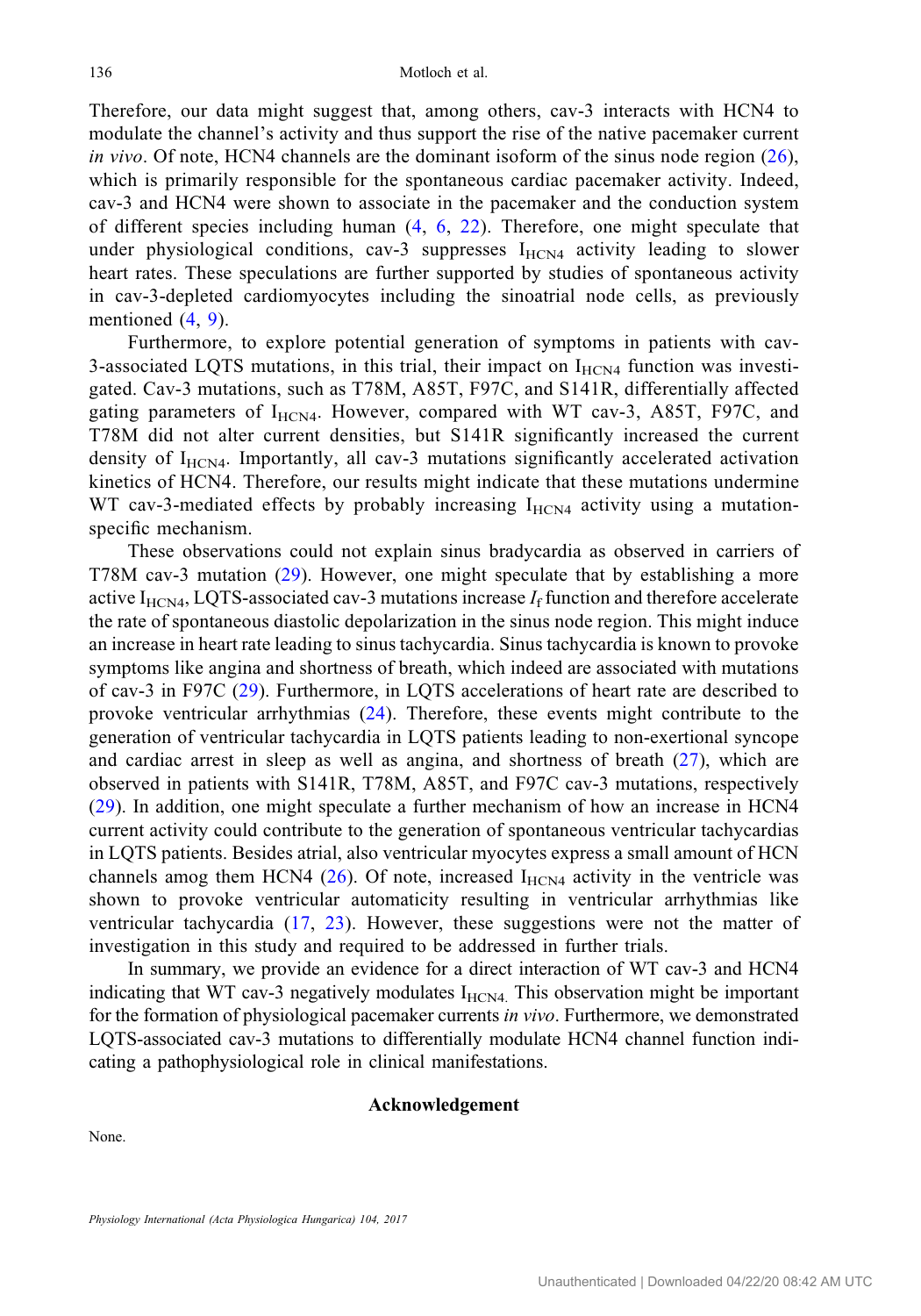Therefore, our data might suggest that, among others, cav-3 interacts with HCN4 to modulate the channel's activity and thus support the rise of the native pacemaker current *in vivo*. Of note, HCN4 channels are the dominant isoform of the sinus node region (26), which is primarily responsible for the spontaneous cardiac pacemaker activity. Indeed, cav-3 and HCN4 were shown to associate in the pacemaker and the conduction system of different species including human (4, 6, 22). Therefore, one might speculate that under physiological conditions, cav-3 suppresses $I_{HCN4}$ activity leading to slower heart rates. These speculations are further supported by studies of spontaneous activity in cav-3-depleted cardiomyocytes including the sinoatrial node cells, as previously mentioned (4, 9).

Furthermore, to explore potential generation of symptoms in patients with cav-3-associated LQTS mutations, in this trial, their impact on $I_{HCN4}$ function was investigated. Cav-3 mutations, such as T78M, A85T, F97C, and S141R, differentially affected gating parameters of $I_{HCN4}$. However, compared with WT cav-3, A85T, F97C, and T78M did not alter current densities, but S141R significantly increased the current density of $I_{HCN4}$. Importantly, all cav-3 mutations significantly accelerated activation kinetics of HCN4. Therefore, our results might indicate that these mutations undermine WT cav-3-mediated effects by probably increasing $I_{HCN4}$ activity using a mutation-specific mechanism.

These observations could not explain sinus bradycardia as observed in carriers of T78M cav-3 mutation (29). However, one might speculate that by establishing a more active $I_{HCN4}$, LQTS-associated cav-3 mutations increase $I_f$ function and therefore accelerate the rate of spontaneous diastolic depolarization in the sinus node region. This might induce an increase in heart rate leading to sinus tachycardia. Sinus tachycardia is known to provoke symptoms like angina and shortness of breath, which indeed are associated with mutations of cav-3 in F97C (29). Furthermore, in LQTS accelerations of heart rate are described to provoke ventricular arrhythmias (24). Therefore, these events might contribute to the generation of ventricular tachycardia in LQTS patients leading to non-exertional syncope and cardiac arrest in sleep as well as angina, and shortness of breath (27), which are observed in patients with S141R, T78M, A85T, and F97C cav-3 mutations, respectively (29). In addition, one might speculate a further mechanism of how an increase in HCN4 current activity could contribute to the generation of spontaneous ventricular tachycardias in LQTS patients. Besides atrial, also ventricular myocytes express a small amount of HCN channels amog them HCN4 (26). Of note, increased $I_{HCN4}$ activity in the ventricle was shown to provoke ventricular automaticity resulting in ventricular arrhythmias like ventricular tachycardia (17, 23). However, these suggestions were not the matter of investigation in this study and required to be addressed in further trials.

In summary, we provide an evidence for a direct interaction of WT cav-3 and HCN4 indicating that WT cav-3 negatively modulates $I_{HCN4.}$ This observation might be important for the formation of physiological pacemaker currents *in vivo*. Furthermore, we demonstrated LQTS-associated cav-3 mutations to differentially modulate HCN4 channel function indicating a pathophysiological role in clinical manifestations.

## Acknowledgement

None.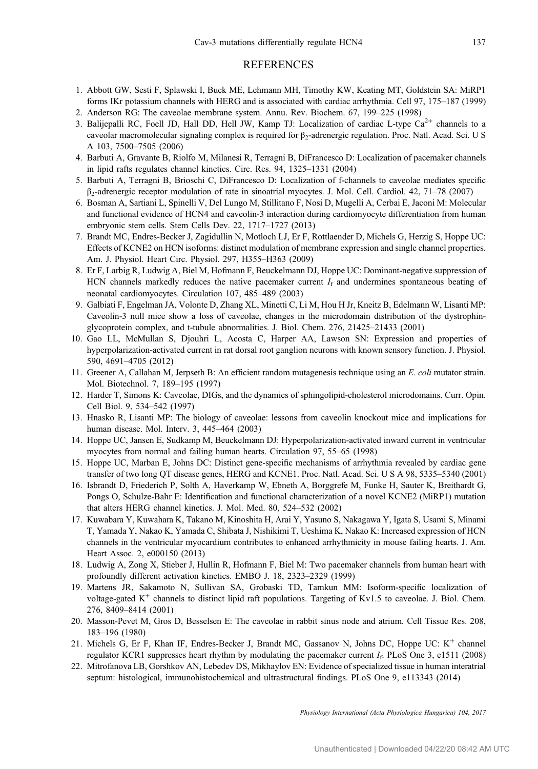## REFERENCES

1. Abbott GW, Sesti F, Splawski I, Buck ME, Lehmann MH, Timothy KW, Keating MT, Goldstein SA: MiRP1 forms IKr potassium channels with HERG and is associated with cardiac arrhythmia. Cell 97, 175–187 (1999)
2. Anderson RG: The caveolae membrane system. Annu. Rev. Biochem. 67, 199–225 (1998)
3. Balijepalli RC, Foell JD, Hall DD, Hell JW, Kamp TJ: Localization of cardiac L-type $Ca^{2+}$ channels to a caveolar macromolecular signaling complex is required for $\beta_2$-adrenergic regulation. Proc. Natl. Acad. Sci. U S A 103, 7500–7505 (2006)
4. Barbuti A, Gravante B, Riolfo M, Milanesi R, Terragni B, DiFrancesco D: Localization of pacemaker channels in lipid rafts regulates channel kinetics. Circ. Res. 94, 1325–1331 (2004)
5. Barbuti A, Terragni B, Brioschi C, DiFrancesco D: Localization of f-channels to caveolae mediates specific $\beta_2$-adrenergic receptor modulation of rate in sinoatrial myocytes. J. Mol. Cell. Cardiol. 42, 71–78 (2007)
6. Bosman A, Sartiani L, Spinelli V, Del Lungo M, Stillitano F, Nosi D, Mugelli A, Cerbai E, Jaconi M: Molecular and functional evidence of HCN4 and caveolin-3 interaction during cardiomyocyte differentiation from human embryonic stem cells. Stem Cells Dev. 22, 1717–1727 (2013)
7. Brandt MC, Endres-Becker J, Zagidullin N, Motloch LJ, Er F, Rottlaender D, Michels G, Herzig S, Hoppe UC: Effects of KCNE2 on HCN isoforms: distinct modulation of membrane expression and single channel properties. Am. J. Physiol. Heart Circ. Physiol. 297, H355–H363 (2009)
8. Er F, Larbig R, Ludwig A, Biel M, Hofmann F, Beuckelmann DJ, Hoppe UC: Dominant-negative suppression of HCN channels markedly reduces the native pacemaker current $I_f$ and undermines spontaneous beating of neonatal cardiomyocytes. Circulation 107, 485–489 (2003)
9. Galbiati F, Engelman JA, Volonte D, Zhang XL, Minetti C, Li M, Hou H Jr, Kneitz B, Edelmann W, Lisanti MP: Caveolin-3 null mice show a loss of caveolae, changes in the microdomain distribution of the dystrophin-glycoprotein complex, and t-tubule abnormalities. J. Biol. Chem. 276, 21425–21433 (2001)
10. Gao LL, McMullan S, Djouhri L, Acosta C, Harper AA, Lawson SN: Expression and properties of hyperpolarization-activated current in rat dorsal root ganglion neurons with known sensory function. J. Physiol. 590, 4691–4705 (2012)
11. Greener A, Callahan M, Jerpseth B: An efficient random mutagenesis technique using an *E. coli* mutator strain. Mol. Biotechnol. 7, 189–195 (1997)
12. Harder T, Simons K: Caveolae, DIGs, and the dynamics of sphingolipid-cholesterol microdomains. Curr. Opin. Cell Biol. 9, 534–542 (1997)
13. Hnasko R, Lisanti MP: The biology of caveolae: lessons from caveolin knockout mice and implications for human disease. Mol. Interv. 3, 445–464 (2003)
14. Hoppe UC, Jansen E, Sudkamp M, Beuckelmann DJ: Hyperpolarization-activated inward current in ventricular myocytes from normal and failing human hearts. Circulation 97, 55–65 (1998)
15. Hoppe UC, Marban E, Johns DC: Distinct gene-specific mechanisms of arrhythmia revealed by cardiac gene transfer of two long QT disease genes, HERG and KCNE1. Proc. Natl. Acad. Sci. U S A 98, 5335–5340 (2001)
16. Isbrandt D, Friederich P, Solth A, Haverkamp W, Ebneth A, Borggrefe M, Funke H, Sauter K, Breithardt G, Pongs O, Schulze-Bahr E: Identification and functional characterization of a novel KCNE2 (MiRP1) mutation that alters HERG channel kinetics. J. Mol. Med. 80, 524–532 (2002)
17. Kuwabara Y, Kuwahara K, Takano M, Kinoshita H, Arai Y, Yasuno S, Nakagawa Y, Igata S, Usami S, Minami T, Yamada Y, Nakao K, Yamada C, Shibata J, Nishikimi T, Ueshima K, Nakao K: Increased expression of HCN channels in the ventricular myocardium contributes to enhanced arrhythmicity in mouse failing hearts. J. Am. Heart Assoc. 2, e000150 (2013)
18. Ludwig A, Zong X, Stieber J, Hullin R, Hofmann F, Biel M: Two pacemaker channels from human heart with profoundly different activation kinetics. EMBO J. 18, 2323–2329 (1999)
19. Martens JR, Sakamoto N, Sullivan SA, Grobaski TD, Tamkun MM: Isoform-specific localization of voltage-gated $K^+$ channels to distinct lipid raft populations. Targeting of Kv1.5 to caveolae. J. Biol. Chem. 276, 8409–8414 (2001)
20. Masson-Pevet M, Gros D, Besselsen E: The caveolae in rabbit sinus node and atrium. Cell Tissue Res. 208, 183–196 (1980)
21. Michels G, Er F, Khan IF, Endres-Becker J, Brandt MC, Gassanov N, Johns DC, Hoppe UC: $K^+$ channel regulator KCR1 suppresses heart rhythm by modulating the pacemaker current $I_f$. PLoS One 3, e1511 (2008)
22. Mitrofanova LB, Gorshkov AN, Lebedev DS, Mikhaylov EN: Evidence of specialized tissue in human interatrial septum: histological, immunohistochemical and ultrastructural findings. PLoS One 9, e113343 (2014)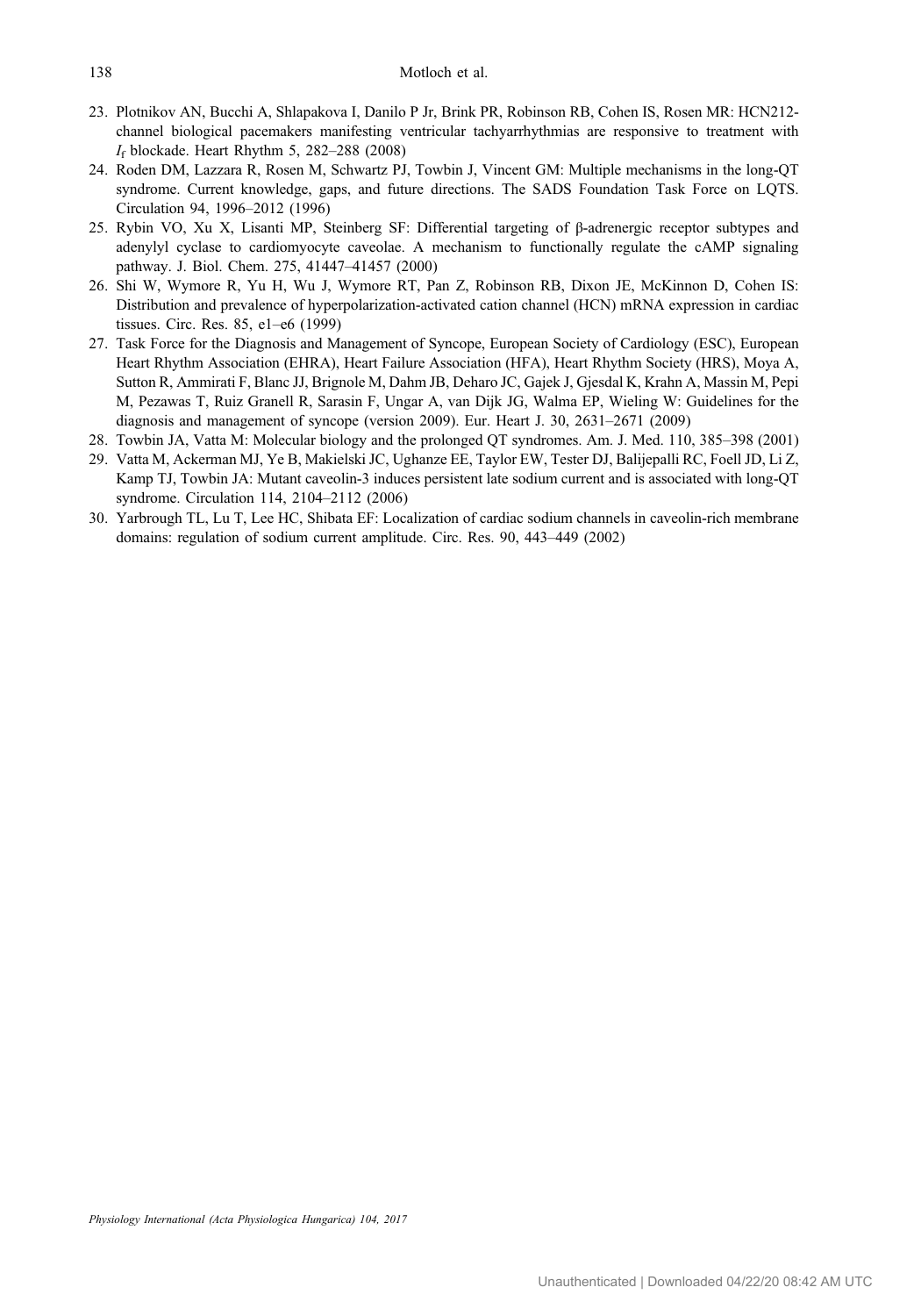23. Plotnikov AN, Bucchi A, Shlapakova I, Danilo P Jr, Brink PR, Robinson RB, Cohen IS, Rosen MR: HCN212-channel biological pacemakers manifesting ventricular tachyarrhythmias are responsive to treatment with $I_f$ blockade. Heart Rhythm 5, 282–288 (2008)
24. Roden DM, Lazzara R, Rosen M, Schwartz PJ, Towbin J, Vincent GM: Multiple mechanisms in the long-QT syndrome. Current knowledge, gaps, and future directions. The SADS Foundation Task Force on LQTS. Circulation 94, 1996–2012 (1996)
25. Rybin VO, Xu X, Lisanti MP, Steinberg SF: Differential targeting of β-adrenergic receptor subtypes and adenylyl cyclase to cardiomyocyte caveolae. A mechanism to functionally regulate the cAMP signaling pathway. J. Biol. Chem. 275, 41447–41457 (2000)
26. Shi W, Wymore R, Yu H, Wu J, Wymore RT, Pan Z, Robinson RB, Dixon JE, McKinnon D, Cohen IS: Distribution and prevalence of hyperpolarization-activated cation channel (HCN) mRNA expression in cardiac tissues. Circ. Res. 85, e1–e6 (1999)
27. Task Force for the Diagnosis and Management of Syncope, European Society of Cardiology (ESC), European Heart Rhythm Association (EHRA), Heart Failure Association (HFA), Heart Rhythm Society (HRS), Moya A, Sutton R, Ammirati F, Blanc JJ, Brignole M, Dahm JB, Deharo JC, Gajek J, Gjesdal K, Krahn A, Massin M, Pepi M, Pezawas T, Ruiz Granell R, Sarasin F, Ungar A, van Dijk JG, Walma EP, Wieling W: Guidelines for the diagnosis and management of syncope (version 2009). Eur. Heart J. 30, 2631–2671 (2009)
28. Towbin JA, Vatta M: Molecular biology and the prolonged QT syndromes. Am. J. Med. 110, 385–398 (2001)
29. Vatta M, Ackerman MJ, Ye B, Makielski JC, Ughanze EE, Taylor EW, Tester DJ, Balijepalli RC, Foell JD, Li Z, Kamp TJ, Towbin JA: Mutant caveolin-3 induces persistent late sodium current and is associated with long-QT syndrome. Circulation 114, 2104–2112 (2006)
30. Yarbrough TL, Lu T, Lee HC, Shibata EF: Localization of cardiac sodium channels in caveolin-rich membrane domains: regulation of sodium current amplitude. Circ. Res. 90, 443–449 (2002)